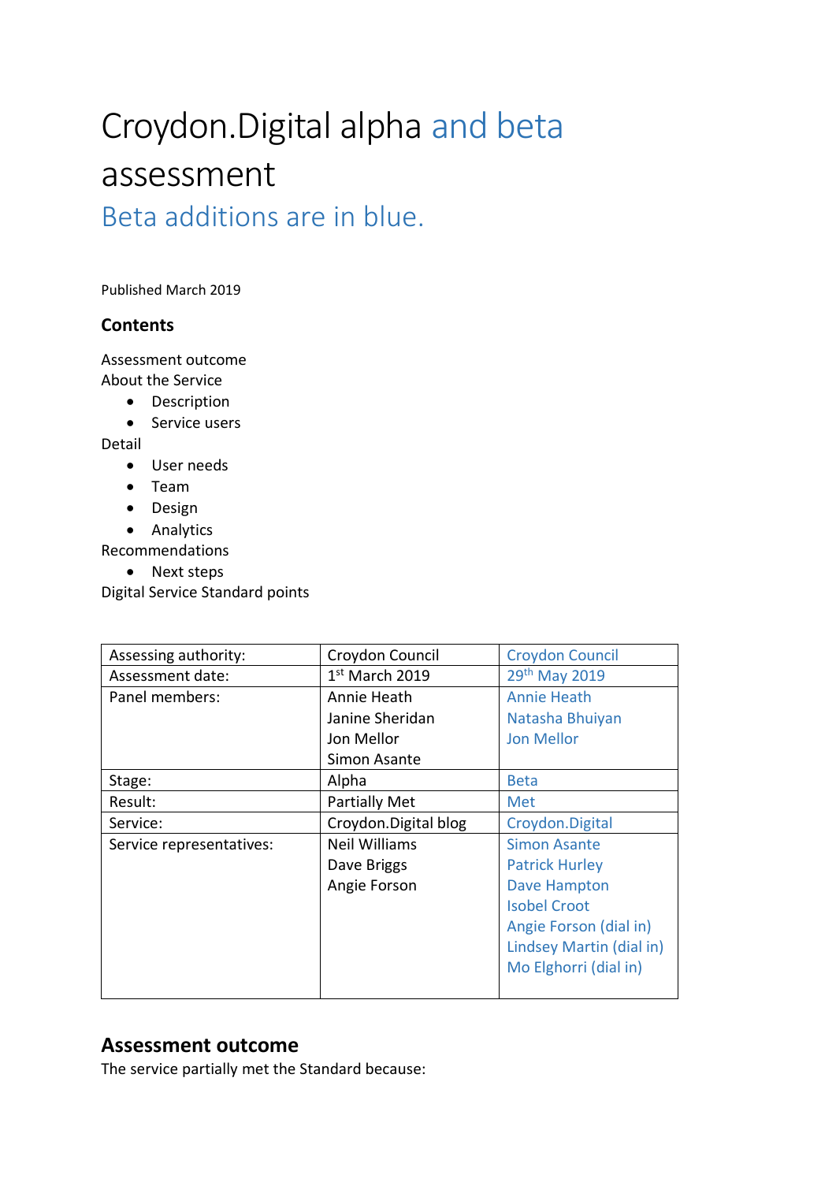# Croydon.Digital alpha and beta assessment

## Beta additions are in blue.

Published March 2019

### Contents

Assessment outcome
About the Service

- Description
- Service users

Detail

- User needs
- Team
- Design
- Analytics

Recommendations

- Next steps

Digital Service Standard points

| | | |
|---|---|---|
| Assessing authority: | Croydon Council | Croydon Council |
| Assessment date: | 1st March 2019 | 29th May 2019 |
| Panel members: | Annie Heath<br>Janine Sheridan<br>Jon Mellor<br>Simon Asante | Annie Heath<br>Natasha Bhuiyan<br>Jon Mellor |
| Stage: | Alpha | Beta |
| Result: | Partially Met | Met |
| Service: | Croydon.Digital blog | Croydon.Digital |
| Service representatives: | Neil Williams<br>Dave Briggs<br>Angie Forson | Simon Asante<br>Patrick Hurley<br>Dave Hampton<br>Isobel Croot<br>Angie Forson (dial in)<br>Lindsey Martin (dial in)<br>Mo Elghorri (dial in) |

## Assessment outcome

The service partially met the Standard because: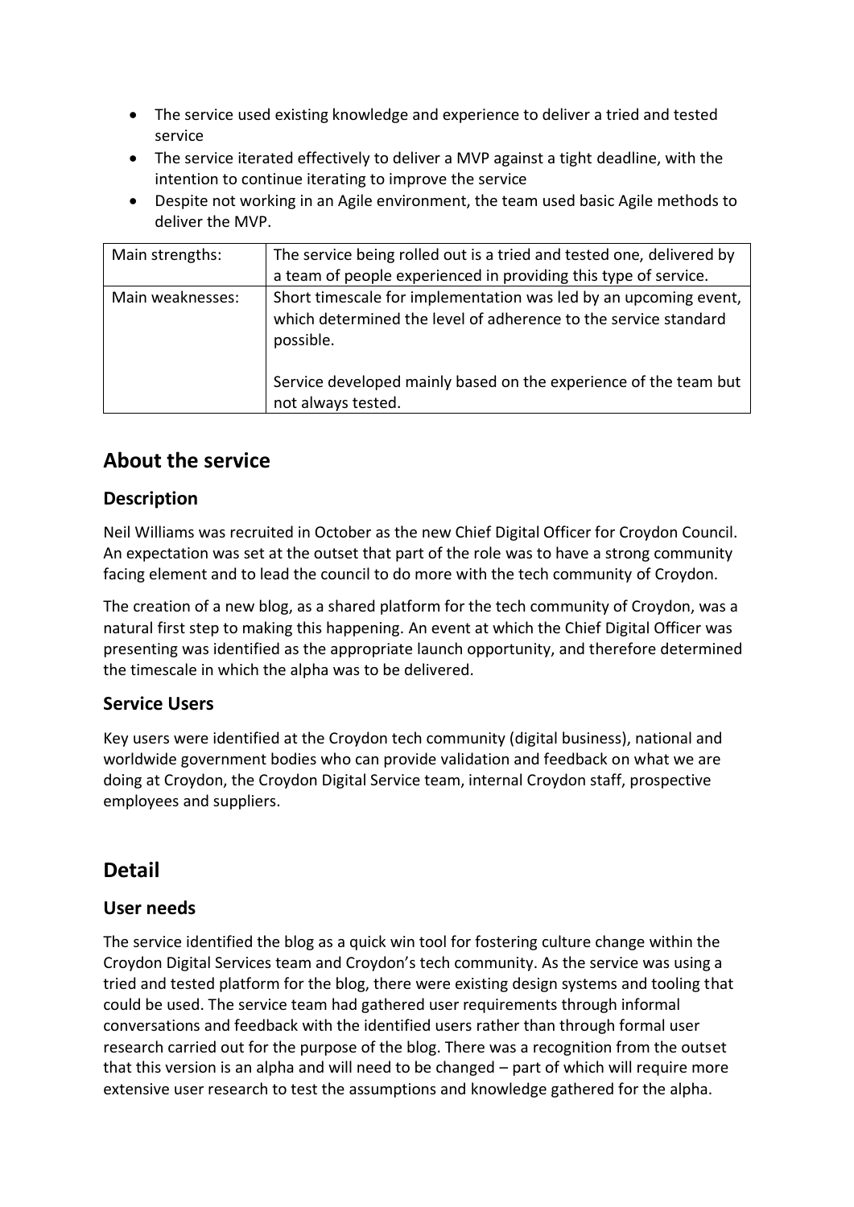- The service used existing knowledge and experience to deliver a tried and tested service
- The service iterated effectively to deliver a MVP against a tight deadline, with the intention to continue iterating to improve the service
- Despite not working in an Agile environment, the team used basic Agile methods to deliver the MVP.

| | |
|---|---|
| Main strengths: | The service being rolled out is a tried and tested one, delivered by a team of people experienced in providing this type of service. |
| Main weaknesses: | Short timescale for implementation was led by an upcoming event, which determined the level of adherence to the service standard possible.<br><br>Service developed mainly based on the experience of the team but not always tested. |

## About the service

### Description

Neil Williams was recruited in October as the new Chief Digital Officer for Croydon Council. An expectation was set at the outset that part of the role was to have a strong community facing element and to lead the council to do more with the tech community of Croydon.

The creation of a new blog, as a shared platform for the tech community of Croydon, was a natural first step to making this happening. An event at which the Chief Digital Officer was presenting was identified as the appropriate launch opportunity, and therefore determined the timescale in which the alpha was to be delivered.

### Service Users

Key users were identified at the Croydon tech community (digital business), national and worldwide government bodies who can provide validation and feedback on what we are doing at Croydon, the Croydon Digital Service team, internal Croydon staff, prospective employees and suppliers.

## Detail

### User needs

The service identified the blog as a quick win tool for fostering culture change within the Croydon Digital Services team and Croydon's tech community. As the service was using a tried and tested platform for the blog, there were existing design systems and tooling that could be used. The service team had gathered user requirements through informal conversations and feedback with the identified users rather than through formal user research carried out for the purpose of the blog. There was a recognition from the outset that this version is an alpha and will need to be changed – part of which will require more extensive user research to test the assumptions and knowledge gathered for the alpha.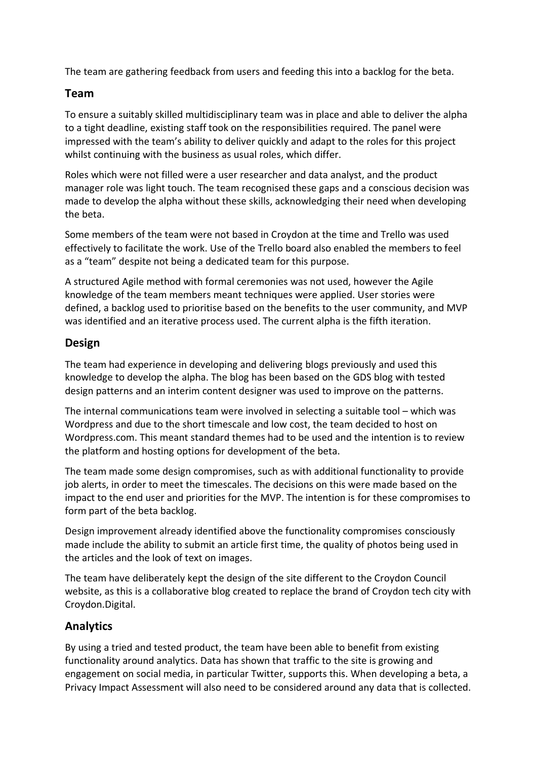The team are gathering feedback from users and feeding this into a backlog for the beta.

## Team

To ensure a suitably skilled multidisciplinary team was in place and able to deliver the alpha to a tight deadline, existing staff took on the responsibilities required. The panel were impressed with the team's ability to deliver quickly and adapt to the roles for this project whilst continuing with the business as usual roles, which differ.

Roles which were not filled were a user researcher and data analyst, and the product manager role was light touch. The team recognised these gaps and a conscious decision was made to develop the alpha without these skills, acknowledging their need when developing the beta.

Some members of the team were not based in Croydon at the time and Trello was used effectively to facilitate the work. Use of the Trello board also enabled the members to feel as a "team" despite not being a dedicated team for this purpose.

A structured Agile method with formal ceremonies was not used, however the Agile knowledge of the team members meant techniques were applied. User stories were defined, a backlog used to prioritise based on the benefits to the user community, and MVP was identified and an iterative process used. The current alpha is the fifth iteration.

## Design

The team had experience in developing and delivering blogs previously and used this knowledge to develop the alpha. The blog has been based on the GDS blog with tested design patterns and an interim content designer was used to improve on the patterns.

The internal communications team were involved in selecting a suitable tool – which was Wordpress and due to the short timescale and low cost, the team decided to host on Wordpress.com. This meant standard themes had to be used and the intention is to review the platform and hosting options for development of the beta.

The team made some design compromises, such as with additional functionality to provide job alerts, in order to meet the timescales. The decisions on this were made based on the impact to the end user and priorities for the MVP. The intention is for these compromises to form part of the beta backlog.

Design improvement already identified above the functionality compromises consciously made include the ability to submit an article first time, the quality of photos being used in the articles and the look of text on images.

The team have deliberately kept the design of the site different to the Croydon Council website, as this is a collaborative blog created to replace the brand of Croydon tech city with Croydon.Digital.

## Analytics

By using a tried and tested product, the team have been able to benefit from existing functionality around analytics. Data has shown that traffic to the site is growing and engagement on social media, in particular Twitter, supports this. When developing a beta, a Privacy Impact Assessment will also need to be considered around any data that is collected.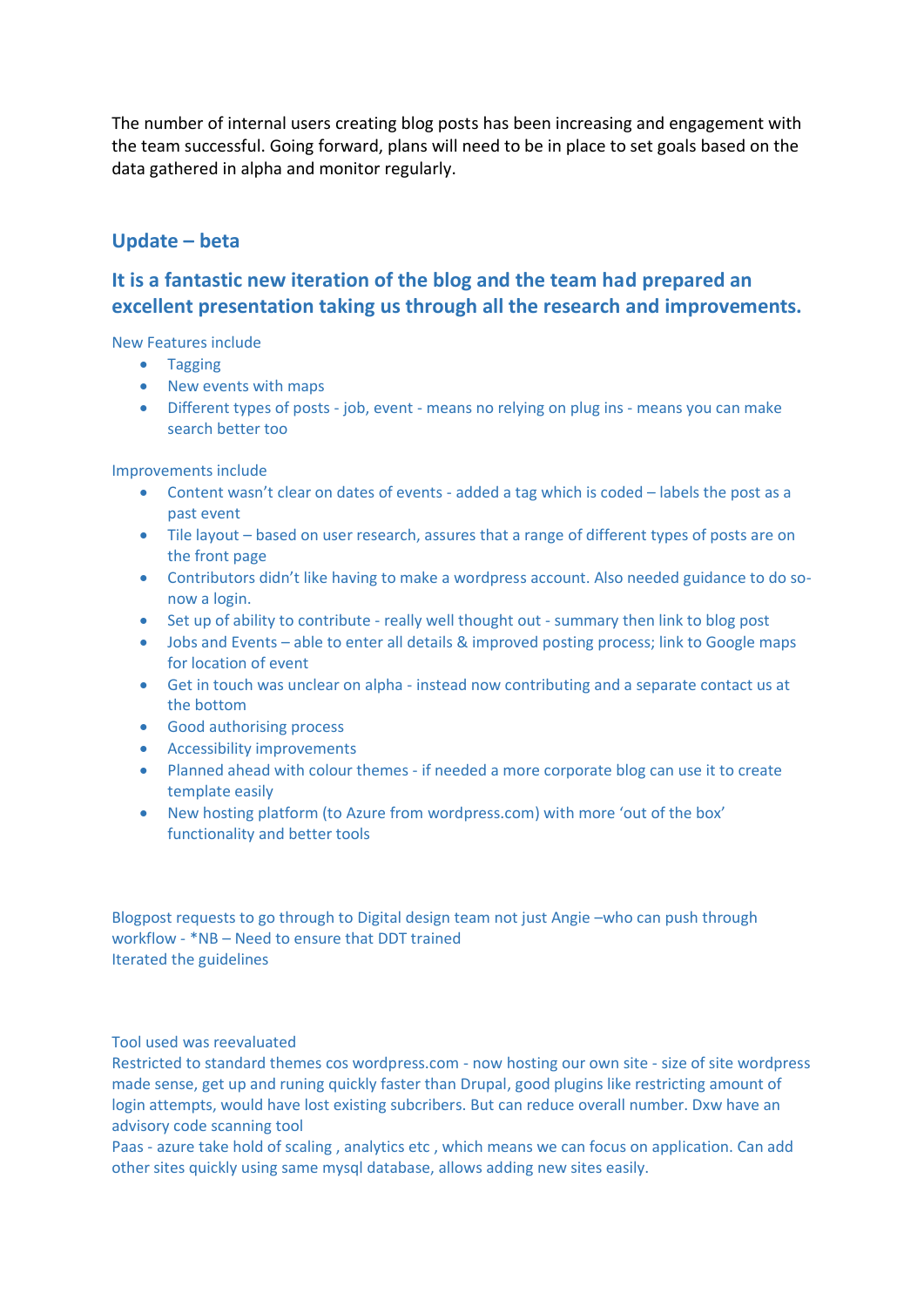The number of internal users creating blog posts has been increasing and engagement with the team successful. Going forward, plans will need to be in place to set goals based on the data gathered in alpha and monitor regularly.

## Update – beta

## It is a fantastic new iteration of the blog and the team had prepared an excellent presentation taking us through all the research and improvements.

New Features include

- Tagging
- New events with maps
- Different types of posts - job, event - means no relying on plug ins - means you can make search better too

Improvements include

- Content wasn't clear on dates of events - added a tag which is coded – labels the post as a past event
- Tile layout – based on user research, assures that a range of different types of posts are on the front page
- Contributors didn't like having to make a wordpress account. Also needed guidance to do so- now a login.
- Set up of ability to contribute - really well thought out - summary then link to blog post
- Jobs and Events – able to enter all details & improved posting process; link to Google maps for location of event
- Get in touch was unclear on alpha - instead now contributing and a separate contact us at the bottom
- Good authorising process
- Accessibility improvements
- Planned ahead with colour themes - if needed a more corporate blog can use it to create template easily
- New hosting platform (to Azure from wordpress.com) with more 'out of the box' functionality and better tools

Blogpost requests to go through to Digital design team not just Angie –who can push through workflow - *NB – Need to ensure that DDT trained
Iterated the guidelines

Tool used was reevaluated
Restricted to standard themes cos wordpress.com - now hosting our own site - size of site wordpress made sense, get up and runing quickly faster than Drupal, good plugins like restricting amount of login attempts, would have lost existing subcribers. But can reduce overall number. Dxw have an advisory code scanning tool
Paas - azure take hold of scaling , analytics etc , which means we can focus on application. Can add other sites quickly using same mysql database, allows adding new sites easily.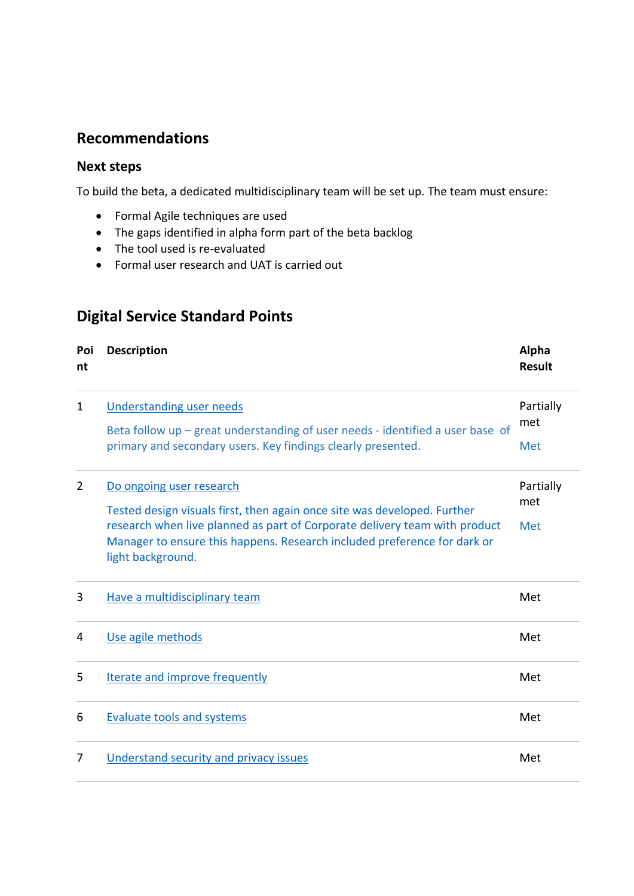## Recommendations

### Next steps

To build the beta, a dedicated multidisciplinary team will be set up. The team must ensure:

- Formal Agile techniques are used
- The gaps identified in alpha form part of the beta backlog
- The tool used is re-evaluated
- Formal user research and UAT is carried out

## Digital Service Standard Points

| Point | Description | Alpha Result |
|---|---|---|
| 1 | Understanding user needs<br><br>Beta follow up – great understanding of user needs - identified a user base of primary and secondary users. Key findings clearly presented. | Partially met<br><br>Met |
| 2 | Do ongoing user research<br><br>Tested design visuals first, then again once site was developed. Further research when live planned as part of Corporate delivery team with product Manager to ensure this happens. Research included preference for dark or light background. | Partially met<br><br>Met |
| 3 | Have a multidisciplinary team | Met |
| 4 | Use agile methods | Met |
| 5 | Iterate and improve frequently | Met |
| 6 | Evaluate tools and systems | Met |
| 7 | Understand security and privacy issues | Met |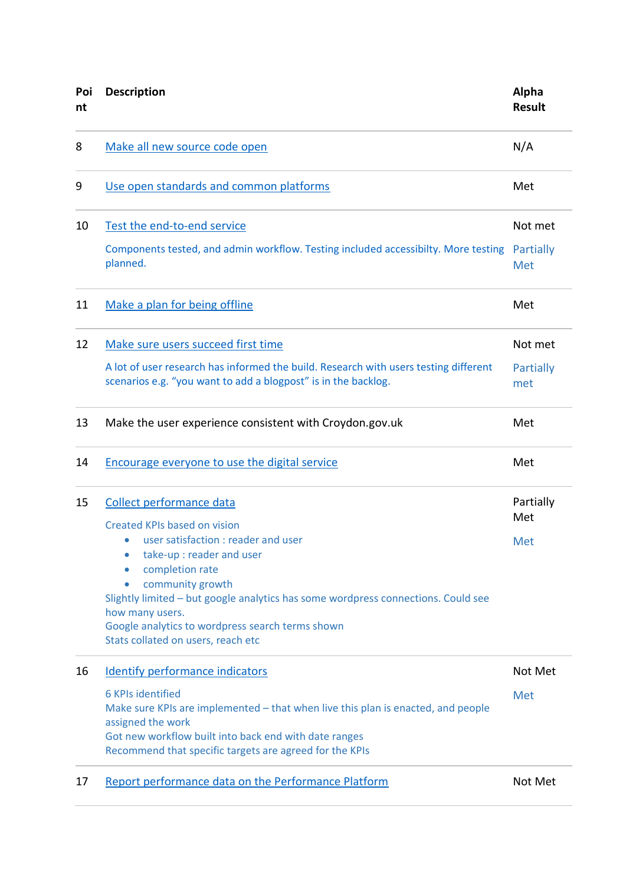| Point | Description | Alpha Result |
|---|---|---|
| 8 | Make all new source code open | N/A |
| 9 | Use open standards and common platforms | Met |
| 10 | Test the end-to-end service<br><br>Components tested, and admin workflow. Testing included accessibilty. More testing planned. | Not met<br><br>Partially Met |
| 11 | Make a plan for being offline | Met |
| 12 | Make sure users succeed first time<br><br>A lot of user research has informed the build. Research with users testing different scenarios e.g. “you want to add a blogpost” is in the backlog. | Not met<br><br>Partially met |
| 13 | Make the user experience consistent with Croydon.gov.uk | Met |
| 14 | Encourage everyone to use the digital service | Met |
| 15 | Collect performance data<br><br>Created KPIs based on vision<br>• user satisfaction : reader and user<br>• take-up : reader and user<br>• completion rate<br>• community growth<br>Slightly limited – but google analytics has some wordpress connections. Could see how many users.<br>Google analytics to wordpress search terms shown<br>Stats collated on users, reach etc | Partially Met<br><br>Met |
| 16 | Identify performance indicators<br><br>6 KPIs identified<br>Make sure KPIs are implemented – that when live this plan is enacted, and people assigned the work<br>Got new workflow built into back end with date ranges<br>Recommend that specific targets are agreed for the KPIs | Not Met<br><br>Met |
| 17 | Report performance data on the Performance Platform | Not Met |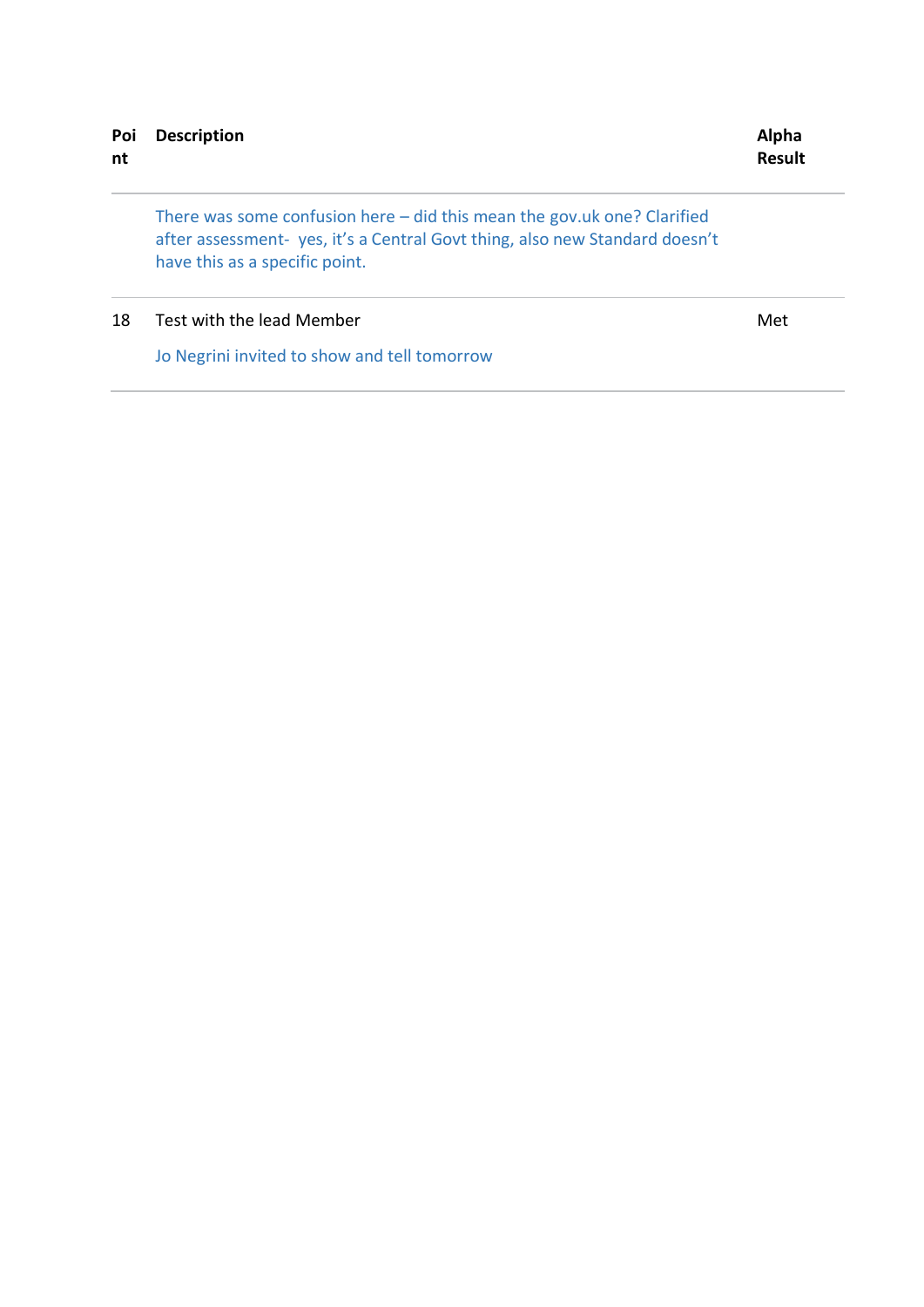| Point | Description | Alpha Result |
|---|---|---|
| | There was some confusion here – did this mean the gov.uk one? Clarified after assessment- yes, it's a Central Govt thing, also new Standard doesn't have this as a specific point. | |
| 18 | Test with the lead Member<br><br>Jo Negrini invited to show and tell tomorrow | Met |